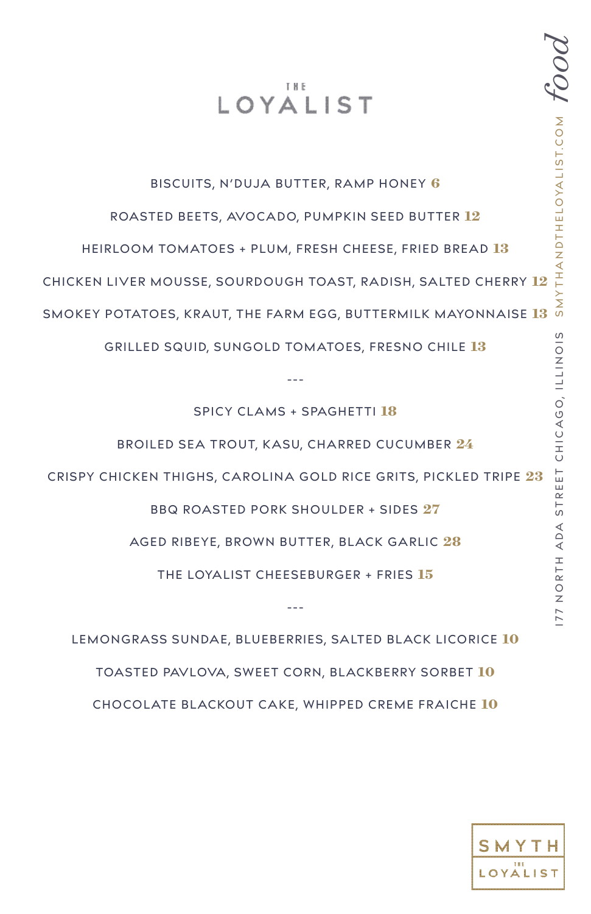# THE LOYALIST

*food*

SMYTHANDTHELOYALIST.COM

177 NORTH ADA STREET CHICAGO, ILLINOIS

BISCUITS, N'DUJA BUTTER, RAMP HONEY **6**

ROASTED BEETS, AVOCADO, PUMPKIN SEED BUTTER **12**

HEIRLOOM TOMATOES + PLUM, FRESH CHEESE, FRIED BREAD **13**

CHICKEN LIVER MOUSSE, SOURDOUGH TOAST, RADISH, SALTED CHERRY **12**

SMOKEY POTATOES, KRAUT, THE FARM EGG, BUTTERMILK MAYONNAISE **13**

GRILLED SQUID, SUNGOLD TOMATOES, FRESNO CHILE **13**

---

SPICY CLAMS + SPAGHETTI **18**

BROILED SEA TROUT, KASU, CHARRED CUCUMBER **24**

CRISPY CHICKEN THIGHS, CAROLINA GOLD RICE GRITS, PICKLED TRIPE **23**

BBQ ROASTED PORK SHOULDER + SIDES **27**

AGED RIBEYE, BROWN BUTTER, BLACK GARLIC **28**

THE LOYALIST CHEESEBURGER + FRIES **15**

---

LEMONGRASS SUNDAE, BLUEBERRIES, SALTED BLACK LICORICE **10**

TOASTED PAVLOVA, SWEET CORN, BLACKBERRY SORBET **10**

CHOCOLATE BLACKOUT CAKE, WHIPPED CREME FRAICHE **10**

SMYTH
THE
LOYALIST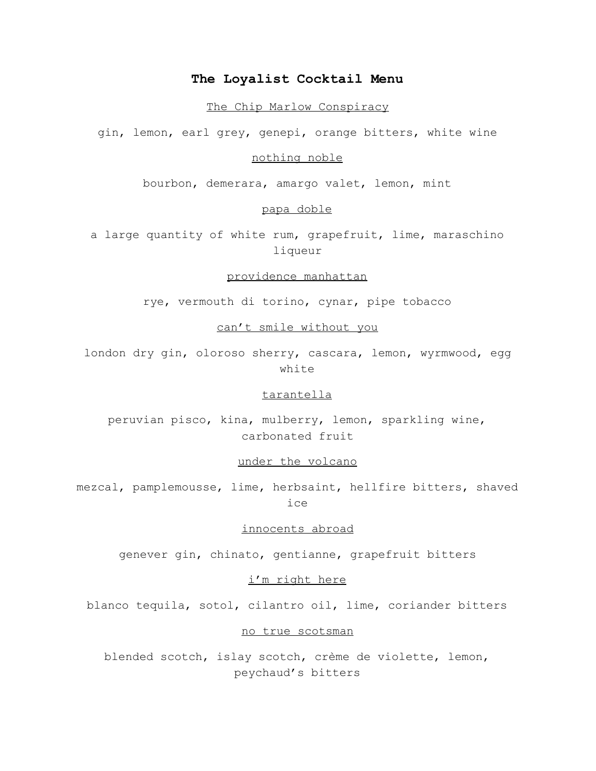# The Loyalist Cocktail Menu

<u>The Chip Marlow Conspiracy</u>

gin, lemon, earl grey, genepi, orange bitters, white wine

<u>nothing noble</u>

bourbon, demerara, amargo valet, lemon, mint

<u>papa doble</u>

a large quantity of white rum, grapefruit, lime, maraschino liqueur

<u>providence manhattan</u>

rye, vermouth di torino, cynar, pipe tobacco

<u>can't smile without you</u>

london dry gin, oloroso sherry, cascara, lemon, wyrmwood, egg white

<u>tarantella</u>

peruvian pisco, kina, mulberry, lemon, sparkling wine, carbonated fruit

<u>under the volcano</u>

mezcal, pamplemousse, lime, herbsaint, hellfire bitters, shaved ice

<u>innocents abroad</u>

genever gin, chinato, gentianne, grapefruit bitters

<u>i'm right here</u>

blanco tequila, sotol, cilantro oil, lime, coriander bitters

<u>no true scotsman</u>

blended scotch, islay scotch, crème de violette, lemon, peychaud's bitters